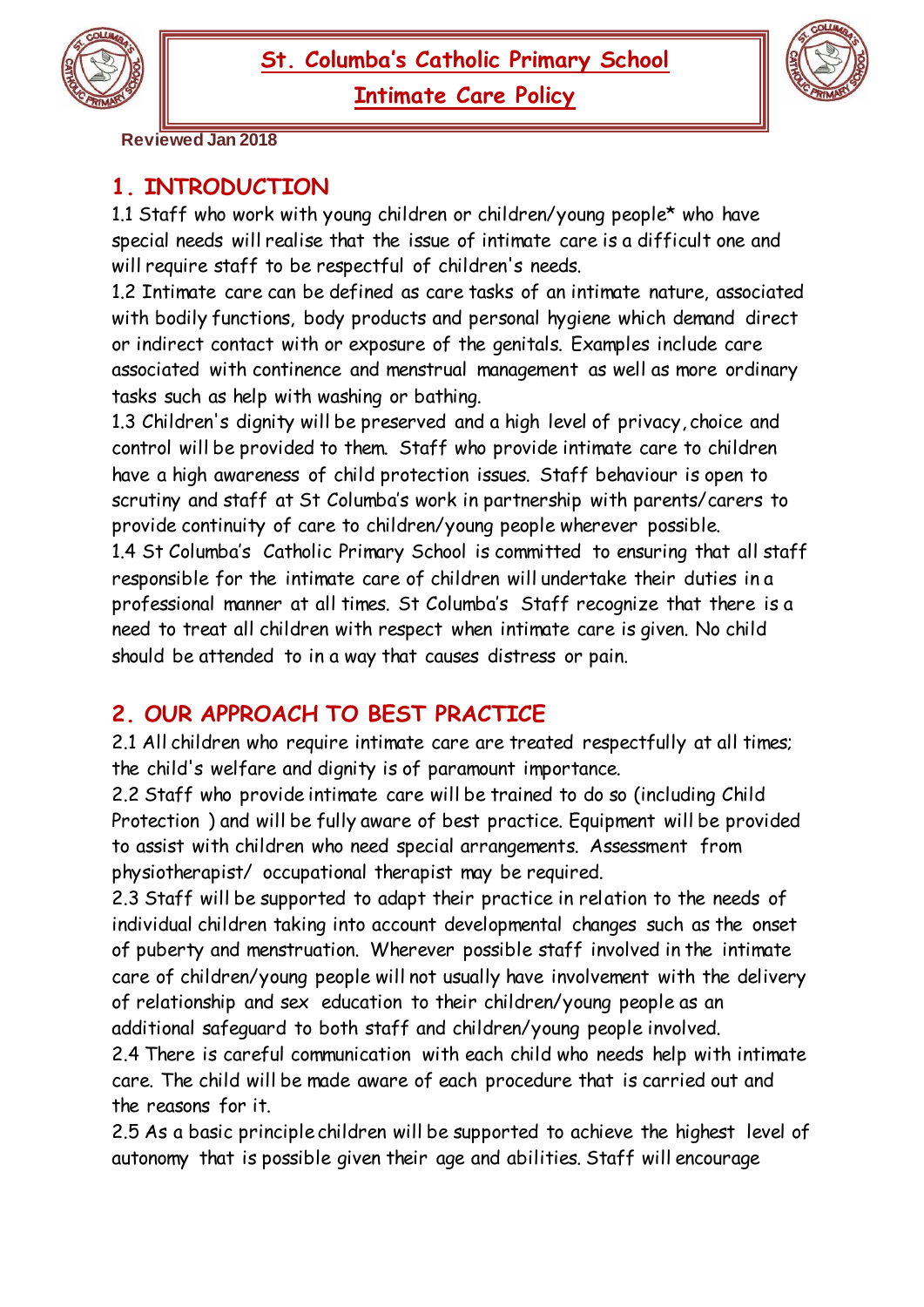# St. Columba's Catholic Primary School

## Intimate Care Policy

Reviewed Jan 2018

## 1. INTRODUCTION

1.1 Staff who work with young children or children/young people* who have special needs will realise that the issue of intimate care is a difficult one and will require staff to be respectful of children's needs.

1.2 Intimate care can be defined as care tasks of an intimate nature, associated with bodily functions, body products and personal hygiene which demand direct or indirect contact with or exposure of the genitals. Examples include care associated with continence and menstrual management as well as more ordinary tasks such as help with washing or bathing.

1.3 Children's dignity will be preserved and a high level of privacy, choice and control will be provided to them. Staff who provide intimate care to children have a high awareness of child protection issues. Staff behaviour is open to scrutiny and staff at St Columba's work in partnership with parents/carers to provide continuity of care to children/young people wherever possible.

1.4 St Columba's Catholic Primary School is committed to ensuring that all staff responsible for the intimate care of children will undertake their duties in a professional manner at all times. St Columba's Staff recognize that there is a need to treat all children with respect when intimate care is given. No child should be attended to in a way that causes distress or pain.

## 2. OUR APPROACH TO BEST PRACTICE

2.1 All children who require intimate care are treated respectfully at all times; the child's welfare and dignity is of paramount importance.

2.2 Staff who provide intimate care will be trained to do so (including Child Protection ) and will be fully aware of best practice. Equipment will be provided to assist with children who need special arrangements. Assessment from physiotherapist/ occupational therapist may be required.

2.3 Staff will be supported to adapt their practice in relation to the needs of individual children taking into account developmental changes such as the onset of puberty and menstruation. Wherever possible staff involved in the intimate care of children/young people will not usually have involvement with the delivery of relationship and sex education to their children/young people as an additional safeguard to both staff and children/young people involved.

2.4 There is careful communication with each child who needs help with intimate care. The child will be made aware of each procedure that is carried out and the reasons for it.

2.5 As a basic principle children will be supported to achieve the highest level of autonomy that is possible given their age and abilities. Staff will encourage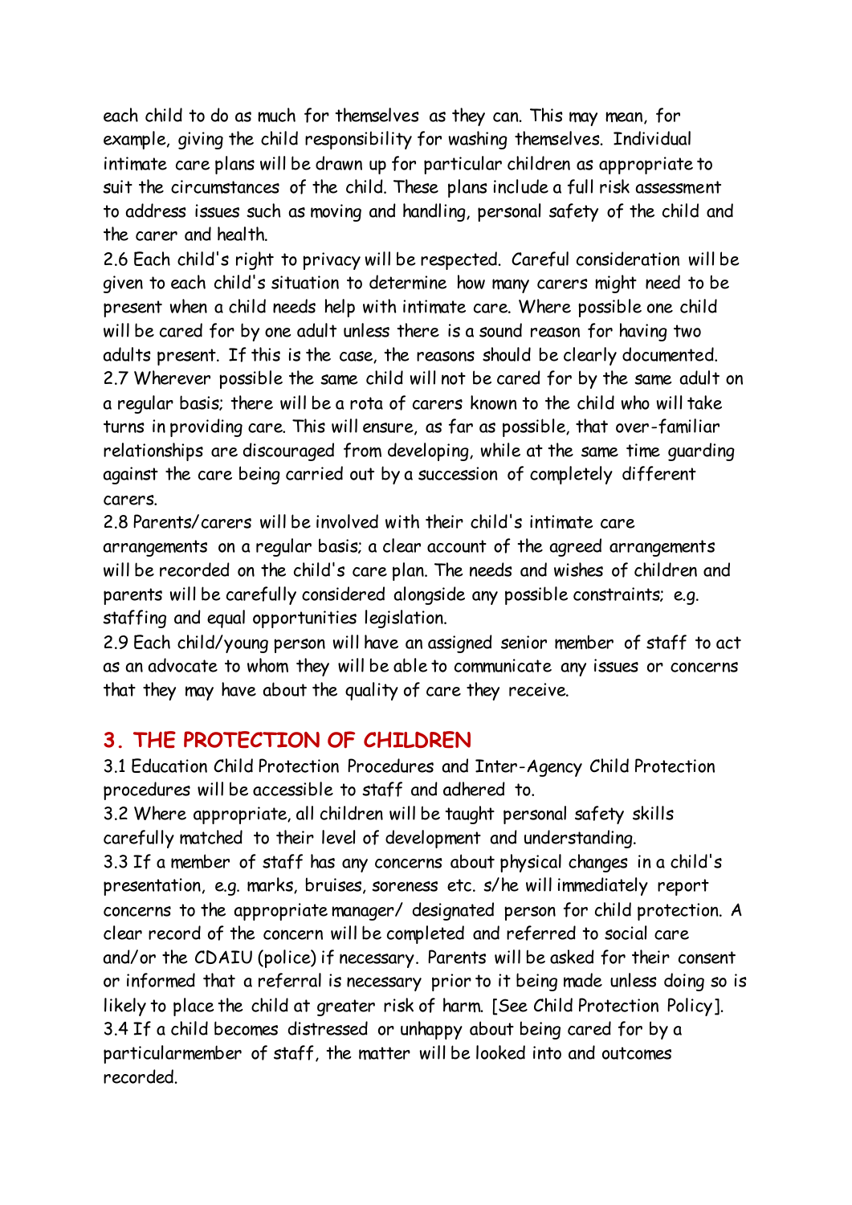each child to do as much for themselves as they can. This may mean, for example, giving the child responsibility for washing themselves. Individual intimate care plans will be drawn up for particular children as appropriate to suit the circumstances of the child. These plans include a full risk assessment to address issues such as moving and handling, personal safety of the child and the carer and health.

2.6 Each child's right to privacy will be respected. Careful consideration will be given to each child's situation to determine how many carers might need to be present when a child needs help with intimate care. Where possible one child will be cared for by one adult unless there is a sound reason for having two adults present. If this is the case, the reasons should be clearly documented.

2.7 Wherever possible the same child will not be cared for by the same adult on a regular basis; there will be a rota of carers known to the child who will take turns in providing care. This will ensure, as far as possible, that over-familiar relationships are discouraged from developing, while at the same time guarding against the care being carried out by a succession of completely different carers.

2.8 Parents/carers will be involved with their child's intimate care arrangements on a regular basis; a clear account of the agreed arrangements will be recorded on the child's care plan. The needs and wishes of children and parents will be carefully considered alongside any possible constraints; e.g. staffing and equal opportunities legislation.

2.9 Each child/young person will have an assigned senior member of staff to act as an advocate to whom they will be able to communicate any issues or concerns that they may have about the quality of care they receive.

## 3. THE PROTECTION OF CHILDREN

3.1 Education Child Protection Procedures and Inter-Agency Child Protection procedures will be accessible to staff and adhered to.

3.2 Where appropriate, all children will be taught personal safety skills carefully matched to their level of development and understanding.

3.3 If a member of staff has any concerns about physical changes in a child's presentation, e.g. marks, bruises, soreness etc. s/he will immediately report concerns to the appropriate manager/ designated person for child protection. A clear record of the concern will be completed and referred to social care and/or the CDAIU (police) if necessary. Parents will be asked for their consent or informed that a referral is necessary prior to it being made unless doing so is likely to place the child at greater risk of harm. [See Child Protection Policy].

3.4 If a child becomes distressed or unhappy about being cared for by a particularmember of staff, the matter will be looked into and outcomes recorded.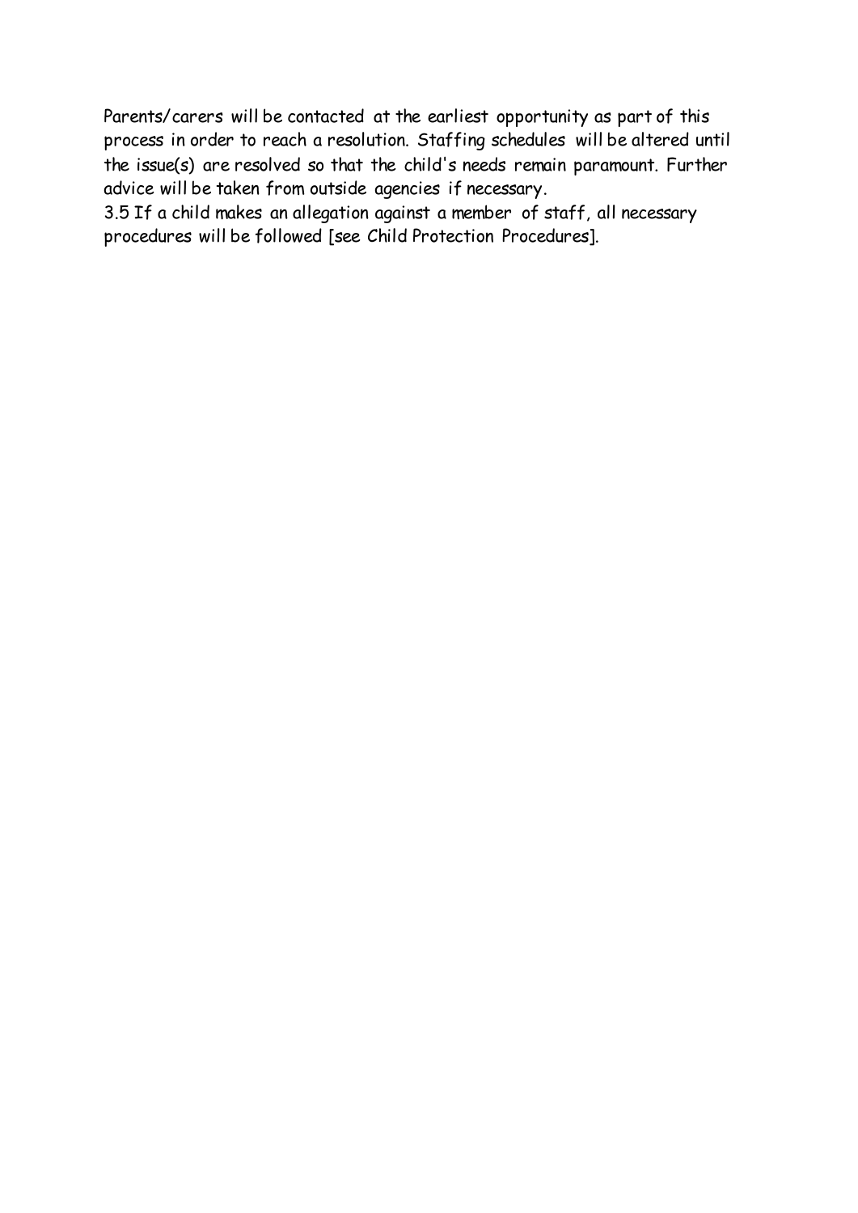Parents/carers will be contacted at the earliest opportunity as part of this process in order to reach a resolution. Staffing schedules will be altered until the issue(s) are resolved so that the child's needs remain paramount. Further advice will be taken from outside agencies if necessary.

3.5 If a child makes an allegation against a member of staff, all necessary procedures will be followed [see Child Protection Procedures].